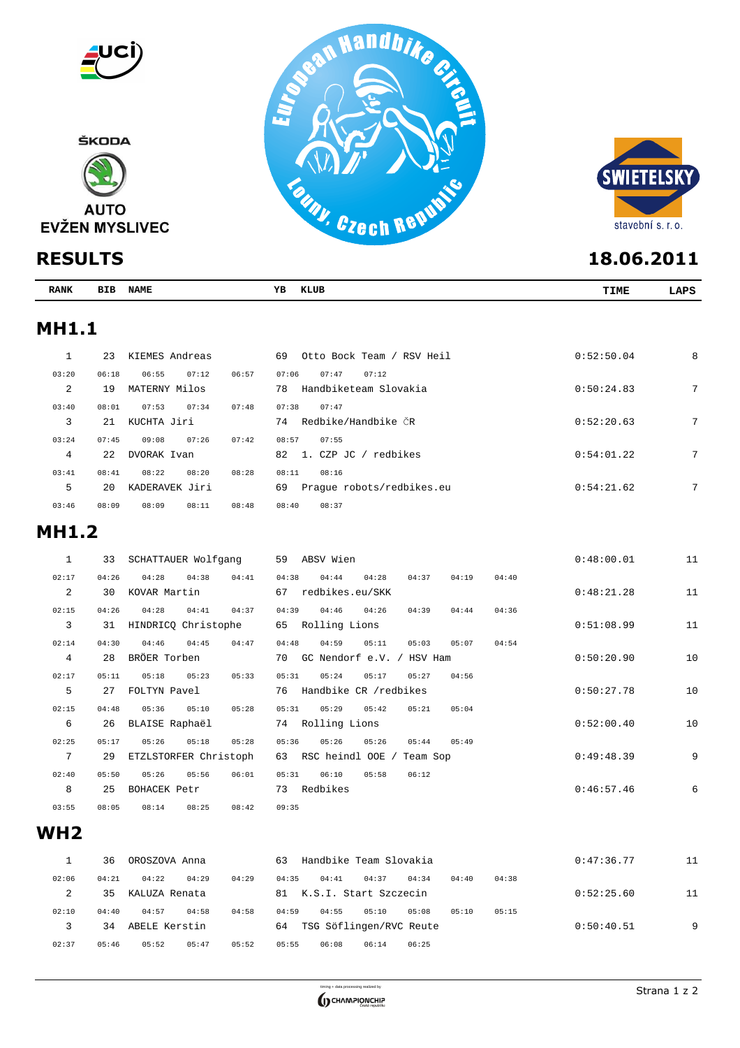ŠKODA

AUTO
EVŽEN MYSLIVEC

European Handbike Circuit
Louny, Czech Republic

SWIETELSKY
stavební s. r. o.

# RESULTS

**18.06.2011**

| RANK | BIB | NAME | YB | KLUB | TIME | LAPS |
|---|---|---|---|---|---|---|

## MH1.1

| RANK | BIB | NAME | YB | KLUB | TIME | LAPS |
|---|---|---|---|---|---|---|
| 1 | 23 | KIEMES Andreas | 69 | Otto Bock Team / RSV Heil | 0:52:50.04 | 8 |
| 03:20 | 06:18 | 06:55 07:12 06:57 | 07:06 | 07:47 07:12 | | |
| 2 | 19 | MATERNY Milos | 78 | Handbiketeam Slovakia | 0:50:24.83 | 7 |
| 03:40 | 08:01 | 07:53 07:34 07:48 | 07:38 | 07:47 | | |
| 3 | 21 | KUCHTA Jiri | 74 | Redbike/Handbike ČR | 0:52:20.63 | 7 |
| 03:24 | 07:45 | 09:08 07:26 07:42 | 08:57 | 07:55 | | |
| 4 | 22 | DVORAK Ivan | 82 | 1. CZP JC / redbikes | 0:54:01.22 | 7 |
| 03:41 | 08:41 | 08:22 08:20 08:28 | 08:11 | 08:16 | | |
| 5 | 20 | KADERAVEK Jiri | 69 | Prague robots/redbikes.eu | 0:54:21.62 | 7 |
| 03:46 | 08:09 | 08:09 08:11 08:48 | 08:40 | 08:37 | | |

## MH1.2

| RANK | BIB | NAME | YB | KLUB | TIME | LAPS |
|---|---|---|---|---|---|---|
| 1 | 33 | SCHATTAUER Wolfgang | 59 | ABSV Wien | 0:48:00.01 | 11 |
| 02:17 | 04:26 | 04:28 04:38 04:41 | 04:38 | 04:44 04:28 04:37 04:19 04:40 | | |
| 2 | 30 | KOVAR Martin | 67 | redbikes.eu/SKK | 0:48:21.28 | 11 |
| 02:15 | 04:26 | 04:28 04:41 04:37 | 04:39 | 04:46 04:26 04:39 04:44 04:36 | | |
| 3 | 31 | HINDRICQ Christophe | 65 | Rolling Lions | 0:51:08.99 | 11 |
| 02:14 | 04:30 | 04:46 04:45 04:47 | 04:48 | 04:59 05:11 05:03 05:07 04:54 | | |
| 4 | 28 | BRÖER Torben | 70 | GC Nendorf e.V. / HSV Ham | 0:50:20.90 | 10 |
| 02:17 | 05:11 | 05:18 05:23 05:33 | 05:31 | 05:24 05:17 05:27 04:56 | | |
| 5 | 27 | FOLTYN Pavel | 76 | Handbike CR /redbikes | 0:50:27.78 | 10 |
| 02:15 | 04:48 | 05:36 05:10 05:28 | 05:31 | 05:29 05:42 05:21 05:04 | | |
| 6 | 26 | BLAISE Raphaël | 74 | Rolling Lions | 0:52:00.40 | 10 |
| 02:25 | 05:17 | 05:26 05:18 05:28 | 05:36 | 05:26 05:26 05:44 05:49 | | |
| 7 | 29 | ETZLSTORFER Christoph | 63 | RSC heindl OOE / Team Sop | 0:49:48.39 | 9 |
| 02:40 | 05:50 | 05:26 05:56 06:01 | 05:31 | 06:10 05:58 06:12 | | |
| 8 | 25 | BOHACEK Petr | 73 | Redbikes | 0:46:57.46 | 6 |
| 03:55 | 08:05 | 08:14 08:25 08:42 | 09:35 | | | |

## WH2

| RANK | BIB | NAME | YB | KLUB | TIME | LAPS |
|---|---|---|---|---|---|---|
| 1 | 36 | OROSZOVA Anna | 63 | Handbike Team Slovakia | 0:47:36.77 | 11 |
| 02:06 | 04:21 | 04:22 04:29 04:29 | 04:35 | 04:41 04:37 04:34 04:40 04:38 | | |
| 2 | 35 | KALUZA Renata | 81 | K.S.I. Start Szczecin | 0:52:25.60 | 11 |
| 02:10 | 04:40 | 04:57 04:58 04:58 | 04:59 | 04:55 05:10 05:08 05:10 05:15 | | |
| 3 | 34 | ABELE Kerstin | 64 | TSG Söflingen/RVC Reute | 0:50:40.51 | 9 |
| 02:37 | 05:46 | 05:52 05:47 05:52 | 05:55 | 06:08 06:14 06:25 | | |

timing + data processing realized by CHAMPIONCHIP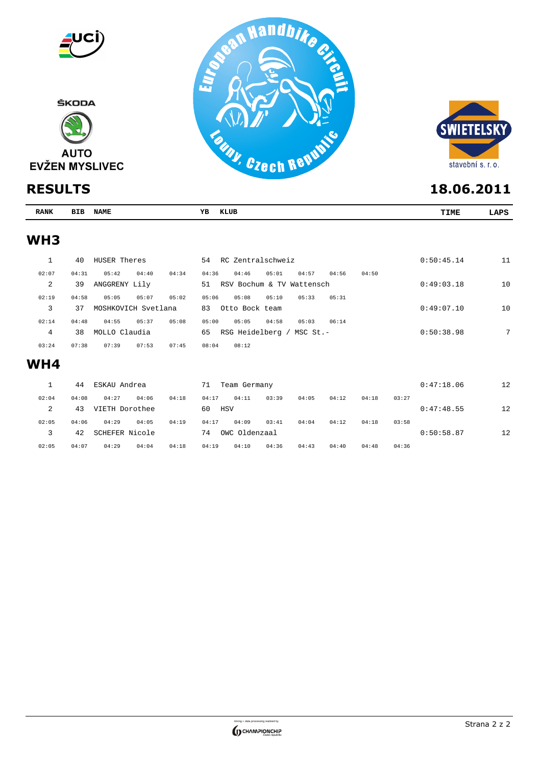ŠKODA

AUTO
EVŽEN MYSLIVEC

SWIETELSKY
stavební s. r. o.

# RESULTS

18.06.2011

| RANK | BIB | NAME | YB | KLUB | TIME | LAPS |
|---|---|---|---|---|---|---|

## WH3

| RANK | BIB | NAME | YB | KLUB | TIME | LAPS |
|---|---|---|---|---|---|---|
| 1 | 40 | HUSER Theres | 54 | RC Zentralschweiz | 0:50:45.14 | 11 |
| 02:07 04:31 05:42 04:40 04:34 04:36 04:46 05:01 04:57 04:56 04:50 | | | | | | |
| 2 | 39 | ANGGRENY Lily | 51 | RSV Bochum & TV Wattensch | 0:49:03.18 | 10 |
| 02:19 04:58 05:05 05:07 05:02 05:06 05:08 05:10 05:33 05:31 | | | | | | |
| 3 | 37 | MOSHKOVICH Svetlana | 83 | Otto Bock team | 0:49:07.10 | 10 |
| 02:14 04:48 04:55 05:37 05:08 05:00 05:05 04:58 05:03 06:14 | | | | | | |
| 4 | 38 | MOLLO Claudia | 65 | RSG Heidelberg / MSC St.- | 0:50:38.98 | 7 |
| 03:24 07:38 07:39 07:53 07:45 08:04 08:12 | | | | | | |

## WH4

| RANK | BIB | NAME | YB | KLUB | TIME | LAPS |
|---|---|---|---|---|---|---|
| 1 | 44 | ESKAU Andrea | 71 | Team Germany | 0:47:18.06 | 12 |
| 02:04 04:08 04:27 04:06 04:18 04:17 04:11 03:39 04:05 04:12 04:18 03:27 | | | | | | |
| 2 | 43 | VIETH Dorothee | 60 | HSV | 0:47:48.55 | 12 |
| 02:05 04:06 04:29 04:05 04:19 04:17 04:09 03:41 04:04 04:12 04:18 03:58 | | | | | | |
| 3 | 42 | SCHEFER Nicole | 74 | OWC Oldenzaal | 0:50:58.87 | 12 |
| 02:05 04:07 04:29 04:04 04:18 04:19 04:10 04:36 04:43 04:40 04:48 04:36 | | | | | | |

timing + data processing realized by CHAMPIONCHIP